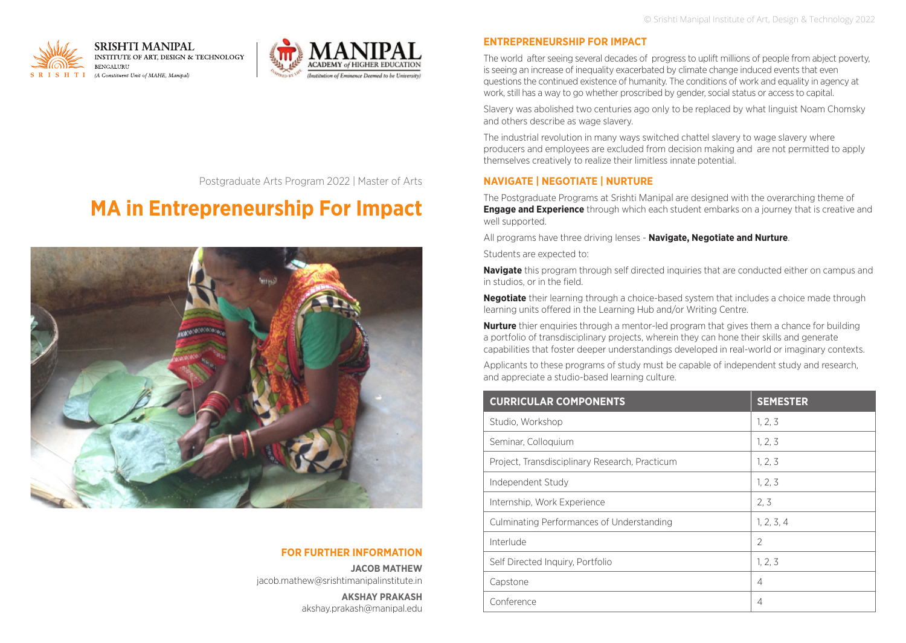SRISHTI MANIPAL
INSTITUTE OF ART, DESIGN & TECHNOLOGY
BENGALURU
(A Constituent Unit of MAHE, Manipal)

MANIPAL ACADEMY of HIGHER EDUCATION
(Institution of Eminence Deemed to be University)

Postgraduate Arts Program 2022 | Master of Arts

# MA in Entrepreneurship For Impact

## FOR FURTHER INFORMATION

**JACOB MATHEW**
jacob.mathew@srishtimanipalinstitute.in

**AKSHAY PRAKASH**
akshay.prakash@manipal.edu

## ENTREPRENEURSHIP FOR IMPACT

The world after seeing several decades of progress to uplift millions of people from abject poverty, is seeing an increase of inequality exacerbated by climate change induced events that even questions the continued existence of humanity. The conditions of work and equality in agency at work, still has a way to go whether proscribed by gender, social status or access to capital.

Slavery was abolished two centuries ago only to be replaced by what linguist Noam Chomsky and others describe as wage slavery.

The industrial revolution in many ways switched chattel slavery to wage slavery where producers and employees are excluded from decision making and are not permitted to apply themselves creatively to realize their limitless innate potential.

## NAVIGATE | NEGOTIATE | NURTURE

The Postgraduate Programs at Srishti Manipal are designed with the overarching theme of **Engage and Experience** through which each student embarks on a journey that is creative and well supported.

All programs have three driving lenses - **Navigate, Negotiate and Nurture**.

Students are expected to:

**Navigate** this program through self directed inquiries that are conducted either on campus and in studios, or in the field.

**Negotiate** their learning through a choice-based system that includes a choice made through learning units offered in the Learning Hub and/or Writing Centre.

**Nurture** thier enquiries through a mentor-led program that gives them a chance for building a portfolio of transdisciplinary projects, wherein they can hone their skills and generate capabilities that foster deeper understandings developed in real-world or imaginary contexts.

Applicants to these programs of study must be capable of independent study and research, and appreciate a studio-based learning culture.

| CURRICULAR COMPONENTS | SEMESTER |
|---|---|
| Studio, Workshop | 1, 2, 3 |
| Seminar, Colloquium | 1, 2, 3 |
| Project, Transdisciplinary Research, Practicum | 1, 2, 3 |
| Independent Study | 1, 2, 3 |
| Internship, Work Experience | 2, 3 |
| Culminating Performances of Understanding | 1, 2, 3, 4 |
| Interlude | 2 |
| Self Directed Inquiry, Portfolio | 1, 2, 3 |
| Capstone | 4 |
| Conference | 4 |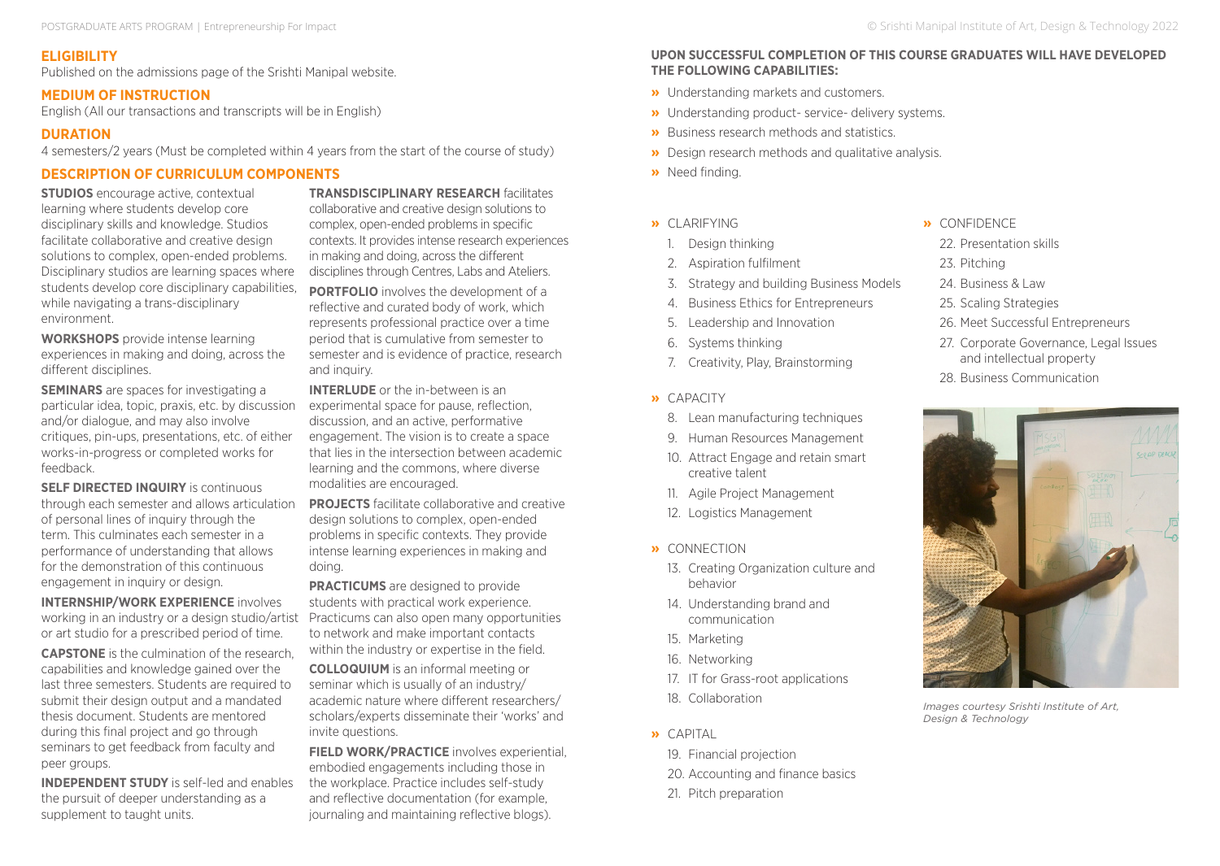## ELIGIBILITY

Published on the admissions page of the Srishti Manipal website.

## MEDIUM OF INSTRUCTION

English (All our transactions and transcripts will be in English)

## DURATION

4 semesters/2 years (Must be completed within 4 years from the start of the course of study)

## DESCRIPTION OF CURRICULUM COMPONENTS

**STUDIOS** encourage active, contextual learning where students develop core disciplinary skills and knowledge. Studios facilitate collaborative and creative design solutions to complex, open-ended problems. Disciplinary studios are learning spaces where students develop core disciplinary capabilities, while navigating a trans-disciplinary environment.

**WORKSHOPS** provide intense learning experiences in making and doing, across the different disciplines.

**SEMINARS** are spaces for investigating a particular idea, topic, praxis, etc. by discussion and/or dialogue, and may also involve critiques, pin-ups, presentations, etc. of either works-in-progress or completed works for feedback.

**SELF DIRECTED INQUIRY** is continuous through each semester and allows articulation of personal lines of inquiry through the term. This culminates each semester in a performance of understanding that allows for the demonstration of this continuous engagement in inquiry or design.

**INTERNSHIP/WORK EXPERIENCE** involves working in an industry or a design studio/artist or art studio for a prescribed period of time.

**CAPSTONE** is the culmination of the research, capabilities and knowledge gained over the last three semesters. Students are required to submit their design output and a mandated thesis document. Students are mentored during this final project and go through seminars to get feedback from faculty and peer groups.

**INDEPENDENT STUDY** is self-led and enables the pursuit of deeper understanding as a supplement to taught units.

**TRANSDISCIPLINARY RESEARCH** facilitates collaborative and creative design solutions to complex, open-ended problems in specific contexts. It provides intense research experiences in making and doing, across the different disciplines through Centres, Labs and Ateliers.

**PORTFOLIO** involves the development of a reflective and curated body of work, which represents professional practice over a time period that is cumulative from semester to semester and is evidence of practice, research and inquiry.

**INTERLUDE** or the in-between is an experimental space for pause, reflection, discussion, and an active, performative engagement. The vision is to create a space that lies in the intersection between academic learning and the commons, where diverse modalities are encouraged.

**PROJECTS** facilitate collaborative and creative design solutions to complex, open-ended problems in specific contexts. They provide intense learning experiences in making and doing.

**PRACTICUMS** are designed to provide students with practical work experience. Practicums can also open many opportunities to network and make important contacts within the industry or expertise in the field.

**COLLOQUIUM** is an informal meeting or seminar which is usually of an industry/academic nature where different researchers/scholars/experts disseminate their 'works' and invite questions.

**FIELD WORK/PRACTICE** involves experiential, embodied engagements including those in the workplace. Practice includes self-study and reflective documentation (for example, journaling and maintaining reflective blogs).

### UPON SUCCESSFUL COMPLETION OF THIS COURSE GRADUATES WILL HAVE DEVELOPED THE FOLLOWING CAPABILITIES:

- Understanding markets and customers.
- Understanding product- service- delivery systems.
- Business research methods and statistics.
- Design research methods and qualitative analysis.
- Need finding.

**» CLARIFYING**

1. Design thinking
2. Aspiration fulfilment
3. Strategy and building Business Models
4. Business Ethics for Entrepreneurs
5. Leadership and Innovation
6. Systems thinking
7. Creativity, Play, Brainstorming

**» CAPACITY**

8. Lean manufacturing techniques
9. Human Resources Management
10. Attract Engage and retain smart creative talent
11. Agile Project Management
12. Logistics Management

**» CONNECTION**

13. Creating Organization culture and behavior
14. Understanding brand and communication
15. Marketing
16. Networking
17. IT for Grass-root applications
18. Collaboration

**» CAPITAL**

19. Financial projection
20. Accounting and finance basics
21. Pitch preparation

**» CONFIDENCE**

22. Presentation skills
23. Pitching
24. Business & Law
25. Scaling Strategies
26. Meet Successful Entrepreneurs
27. Corporate Governance, Legal Issues and intellectual property
28. Business Communication

*Images courtesy Srishti Institute of Art, Design & Technology*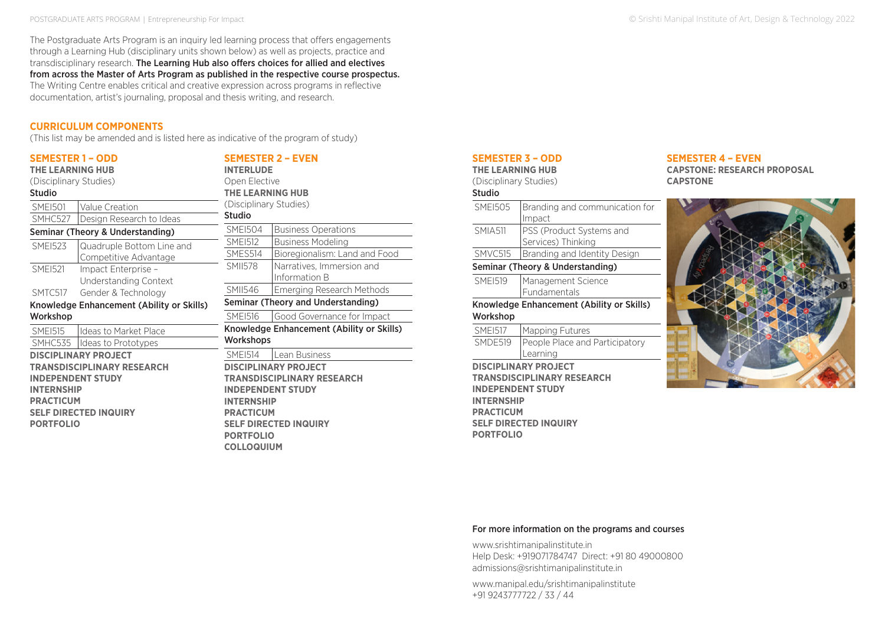The Postgraduate Arts Program is an inquiry led learning process that offers engagements through a Learning Hub (disciplinary units shown below) as well as projects, practice and transdisciplinary research. **The Learning Hub also offers choices for allied and electives from across the Master of Arts Program as published in the respective course prospectus.** The Writing Centre enables critical and creative expression across programs in reflective documentation, artist's journaling, proposal and thesis writing, and research.

## CURRICULUM COMPONENTS

(This list may be amended and is listed here as indicative of the program of study)

### SEMESTER 1 – ODD

**THE LEARNING HUB**

(Disciplinary Studies)

**Studio**

| | |
|---|---|
| SMEI501 | Value Creation |
| SMHC527 | Design Research to Ideas |

**Seminar (Theory & Understanding)**

| | |
|---|---|
| SMEI523 | Quadruple Bottom Line and Competitive Advantage |
| SMEI521 | Impact Enterprise – Understanding Context |
| SMTC517 | Gender & Technology |

**Knowledge Enhancement (Ability or Skills) Workshop**

| | |
|---|---|
| SMEI515 | Ideas to Market Place |
| SMHC535 | Ideas to Prototypes |

**DISCIPLINARY PROJECT**
**TRANSDISCIPLINARY RESEARCH**
**INDEPENDENT STUDY**
**INTERNSHIP**
**PRACTICUM**
**SELF DIRECTED INQUIRY**
**PORTFOLIO**

### SEMESTER 2 – EVEN

**INTERLUDE**

Open Elective

**THE LEARNING HUB**

(Disciplinary Studies)

**Studio**

| | |
|---|---|
| SMEI504 | Business Operations |
| SMEI512 | Business Modeling |
| SMES514 | Bioregionalism: Land and Food |
| SMII578 | Narratives, Immersion and Information B |
| SMII546 | Emerging Research Methods |

**Seminar (Theory and Understanding)**

| | |
|---|---|
| SMEI516 | Good Governance for Impact |

**Knowledge Enhancement (Ability or Skills) Workshops**

| | |
|---|---|
| SMEI514 | Lean Business |

**DISCIPLINARY PROJECT**
**TRANSDISCIPLINARY RESEARCH**
**INDEPENDENT STUDY**
**INTERNSHIP**
**PRACTICUM**
**SELF DIRECTED INQUIRY**
**PORTFOLIO**
**COLLOQUIUM**

### SEMESTER 3 – ODD

**THE LEARNING HUB**

(Disciplinary Studies)

**Studio**

| | |
|---|---|
| SMEI505 | Branding and communication for Impact |
| SMIA511 | PSS (Product Systems and Services) Thinking |
| SMVC515 | Branding and Identity Design |

**Seminar (Theory & Understanding)**

| | |
|---|---|
| SMEI519 | Management Science Fundamentals |

**Knowledge Enhancement (Ability or Skills) Workshop**

| | |
|---|---|
| SMEI517 | Mapping Futures |
| SMDE519 | People Place and Participatory Learning |

**DISCIPLINARY PROJECT**
**TRANSDISCIPLINARY RESEARCH**
**INDEPENDENT STUDY**
**INTERNSHIP**
**PRACTICUM**
**SELF DIRECTED INQUIRY**
**PORTFOLIO**

### SEMESTER 4 – EVEN

**CAPSTONE: RESEARCH PROPOSAL**
**CAPSTONE**

**For more information on the programs and courses**

www.srishtimanipalinstitute.in
Help Desk: +919071784747 Direct: +91 80 49000800
admissions@srishtimanipalinstitute.in

www.manipal.edu/srishtimanipalinstitute
+91 9243777722 / 33 / 44